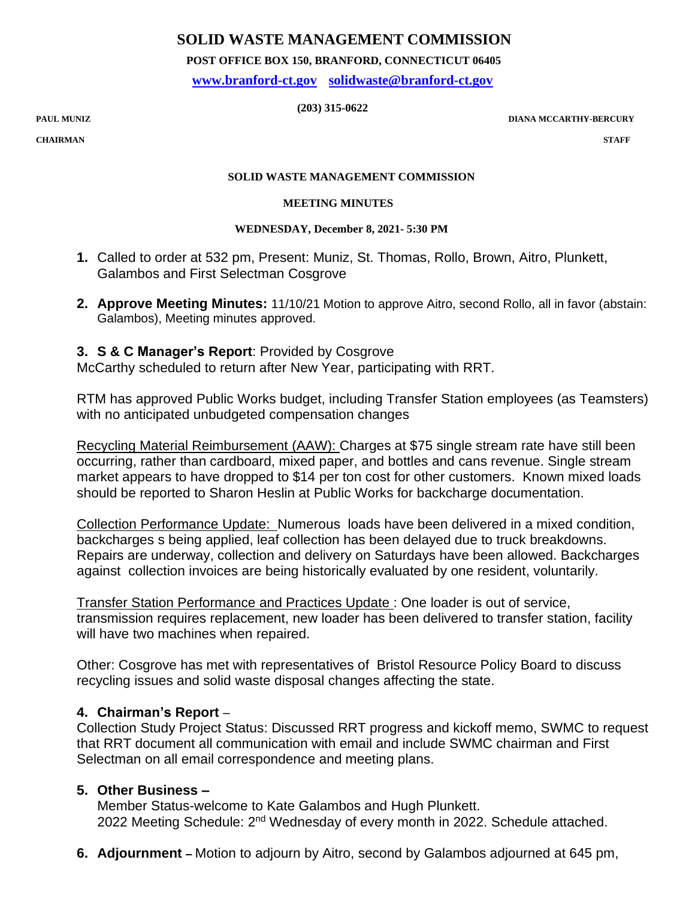# SOLID WASTE MANAGEMENT COMMISSION

**POST OFFICE BOX 150, BRANFORD, CONNECTICUT 06405**

**www.branford-ct.gov solidwaste@branford-ct.gov**

**(203) 315-0622**

**PAUL MUNIZ** — **CHAIRMAN**

**DIANA MCCARTHY-BERCURY** — **STAFF**

**SOLID WASTE MANAGEMENT COMMISSION**

**MEETING MINUTES**

**WEDNESDAY, December 8, 2021- 5:30 PM**

1. Called to order at 532 pm, Present: Muniz, St. Thomas, Rollo, Brown, Aitro, Plunkett, Galambos and First Selectman Cosgrove

2. **Approve Meeting Minutes:** 11/10/21 Motion to approve Aitro, second Rollo, all in favor (abstain: Galambos), Meeting minutes approved.

3. **S & C Manager's Report**: Provided by Cosgrove

McCarthy scheduled to return after New Year, participating with RRT.

RTM has approved Public Works budget, including Transfer Station employees (as Teamsters) with no anticipated unbudgeted compensation changes

Recycling Material Reimbursement (AAW): Charges at $75 single stream rate have still been occurring, rather than cardboard, mixed paper, and bottles and cans revenue. Single stream market appears to have dropped to $14 per ton cost for other customers. Known mixed loads should be reported to Sharon Heslin at Public Works for backcharge documentation.

Collection Performance Update: Numerous loads have been delivered in a mixed condition, backcharges s being applied, leaf collection has been delayed due to truck breakdowns. Repairs are underway, collection and delivery on Saturdays have been allowed. Backcharges against collection invoices are being historically evaluated by one resident, voluntarily.

Transfer Station Performance and Practices Update : One loader is out of service, transmission requires replacement, new loader has been delivered to transfer station, facility will have two machines when repaired.

Other: Cosgrove has met with representatives of Bristol Resource Policy Board to discuss recycling issues and solid waste disposal changes affecting the state.

4. **Chairman's Report** –

Collection Study Project Status: Discussed RRT progress and kickoff memo, SWMC to request that RRT document all communication with email and include SWMC chairman and First Selectman on all email correspondence and meeting plans.

5. **Other Business –**

Member Status-welcome to Kate Galambos and Hugh Plunkett.
2022 Meeting Schedule: 2nd Wednesday of every month in 2022. Schedule attached.

6. **Adjournment –** Motion to adjourn by Aitro, second by Galambos adjourned at 645 pm,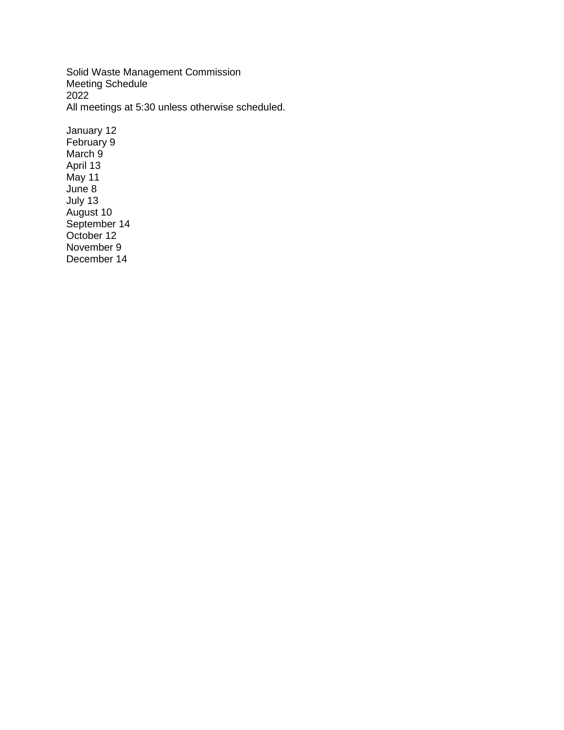Solid Waste Management Commission
Meeting Schedule
2022
All meetings at 5:30 unless otherwise scheduled.

January 12
February 9
March 9
April 13
May 11
June 8
July 13
August 10
September 14
October 12
November 9
December 14